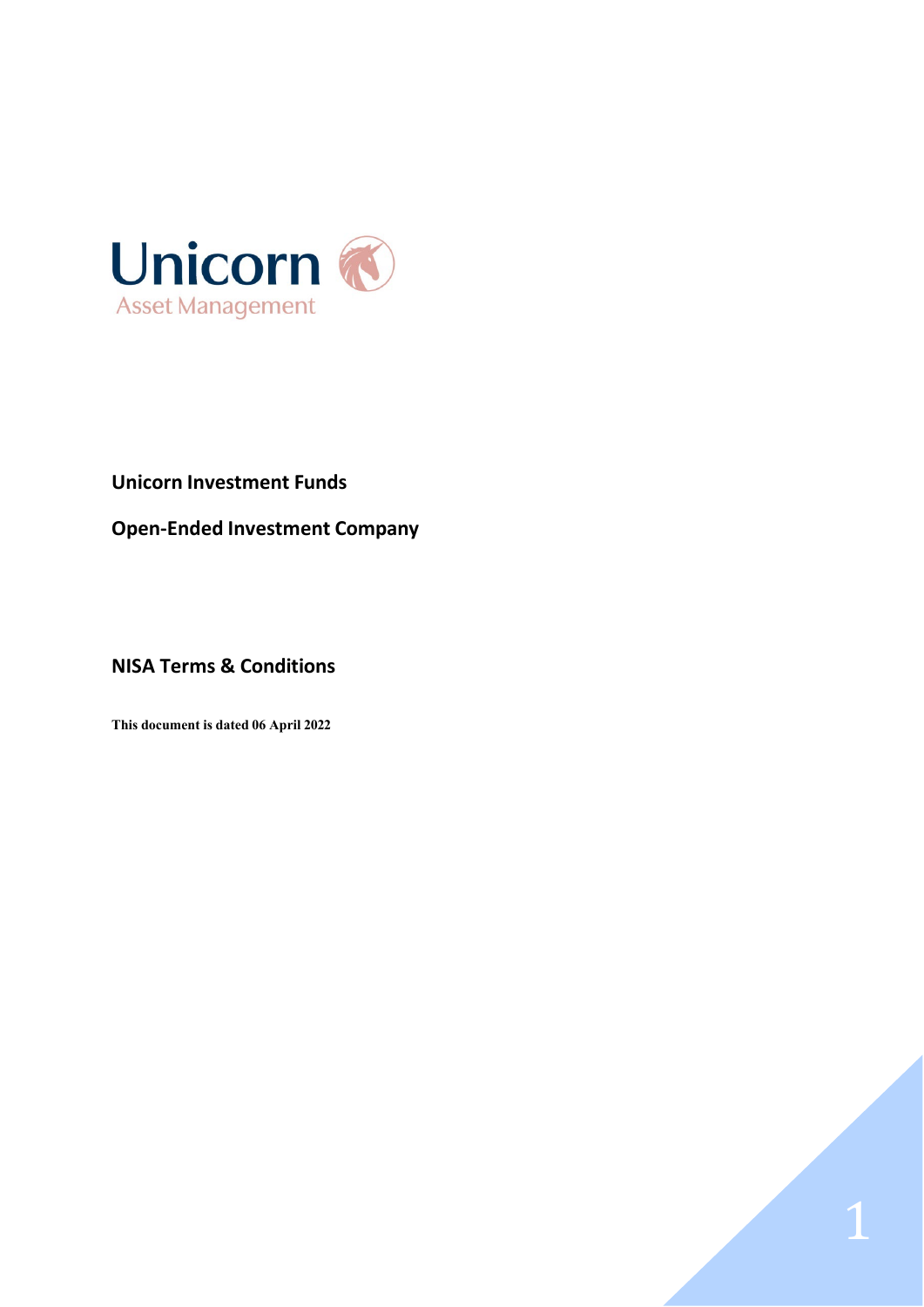Unicorn
Asset Management

**Unicorn Investment Funds**

**Open-Ended Investment Company**

**NISA Terms & Conditions**

**This document is dated 06 April 2022**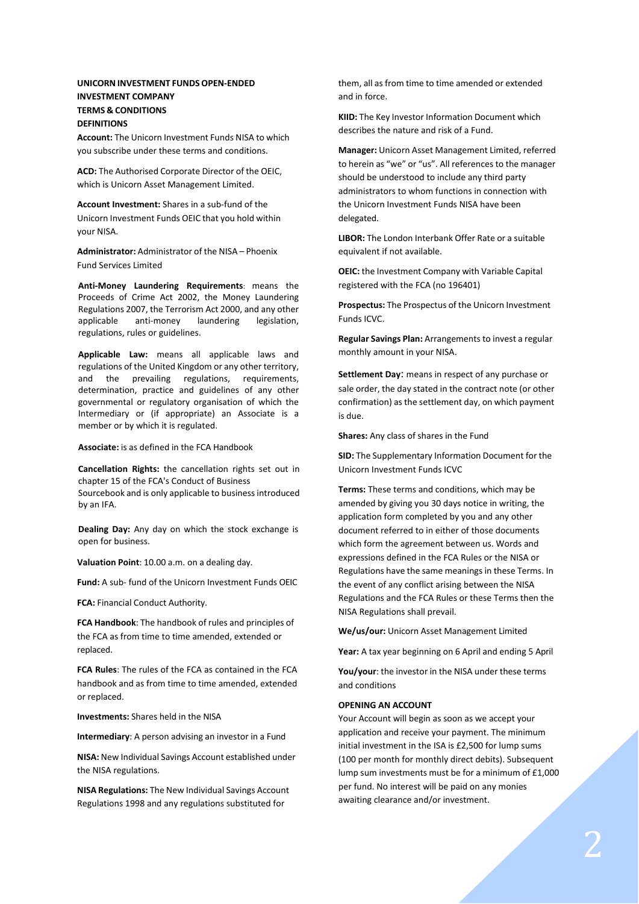**UNICORN INVESTMENT FUNDS OPEN-ENDED INVESTMENT COMPANY**
**TERMS & CONDITIONS**
**DEFINITIONS**

**Account:** The Unicorn Investment Funds NISA to which you subscribe under these terms and conditions.

**ACD:** The Authorised Corporate Director of the OEIC, which is Unicorn Asset Management Limited.

**Account Investment:** Shares in a sub-fund of the Unicorn Investment Funds OEIC that you hold within your NISA.

**Administrator:** Administrator of the NISA – Phoenix Fund Services Limited

**Anti-Money Laundering Requirements**: means the Proceeds of Crime Act 2002, the Money Laundering Regulations 2007, the Terrorism Act 2000, and any other applicable anti-money laundering legislation, regulations, rules or guidelines.

**Applicable Law:** means all applicable laws and regulations of the United Kingdom or any other territory, and the prevailing regulations, requirements, determination, practice and guidelines of any other governmental or regulatory organisation of which the Intermediary or (if appropriate) an Associate is a member or by which it is regulated.

**Associate:** is as defined in the FCA Handbook

**Cancellation Rights:** the cancellation rights set out in chapter 15 of the FCA's Conduct of Business Sourcebook and is only applicable to business introduced by an IFA.

**Dealing Day:** Any day on which the stock exchange is open for business.

**Valuation Point**: 10.00 a.m. on a dealing day.

**Fund:** A sub- fund of the Unicorn Investment Funds OEIC

**FCA:** Financial Conduct Authority.

**FCA Handbook**: The handbook of rules and principles of the FCA as from time to time amended, extended or replaced.

**FCA Rules**: The rules of the FCA as contained in the FCA handbook and as from time to time amended, extended or replaced.

**Investments:** Shares held in the NISA

**Intermediary**: A person advising an investor in a Fund

**NISA:** New Individual Savings Account established under the NISA regulations.

**NISA Regulations:** The New Individual Savings Account Regulations 1998 and any regulations substituted for them, all as from time to time amended or extended and in force.

**KIID:** The Key Investor Information Document which describes the nature and risk of a Fund.

**Manager:** Unicorn Asset Management Limited, referred to herein as "we" or "us". All references to the manager should be understood to include any third party administrators to whom functions in connection with the Unicorn Investment Funds NISA have been delegated.

**LIBOR:** The London Interbank Offer Rate or a suitable equivalent if not available.

**OEIC:** the Investment Company with Variable Capital registered with the FCA (no 196401)

**Prospectus:** The Prospectus of the Unicorn Investment Funds ICVC.

**Regular Savings Plan:** Arrangements to invest a regular monthly amount in your NISA.

**Settlement Day**: means in respect of any purchase or sale order, the day stated in the contract note (or other confirmation) as the settlement day, on which payment is due.

**Shares:** Any class of shares in the Fund

**SID:** The Supplementary Information Document for the Unicorn Investment Funds ICVC

**Terms:** These terms and conditions, which may be amended by giving you 30 days notice in writing, the application form completed by you and any other document referred to in either of those documents which form the agreement between us. Words and expressions defined in the FCA Rules or the NISA or Regulations have the same meanings in these Terms. In the event of any conflict arising between the NISA Regulations and the FCA Rules or these Terms then the NISA Regulations shall prevail.

**We/us/our:** Unicorn Asset Management Limited

**Year:** A tax year beginning on 6 April and ending 5 April

**You/your**: the investor in the NISA under these terms and conditions

**OPENING AN ACCOUNT**

Your Account will begin as soon as we accept your application and receive your payment. The minimum initial investment in the ISA is £2,500 for lump sums (100 per month for monthly direct debits). Subsequent lump sum investments must be for a minimum of £1,000 per fund. No interest will be paid on any monies awaiting clearance and/or investment.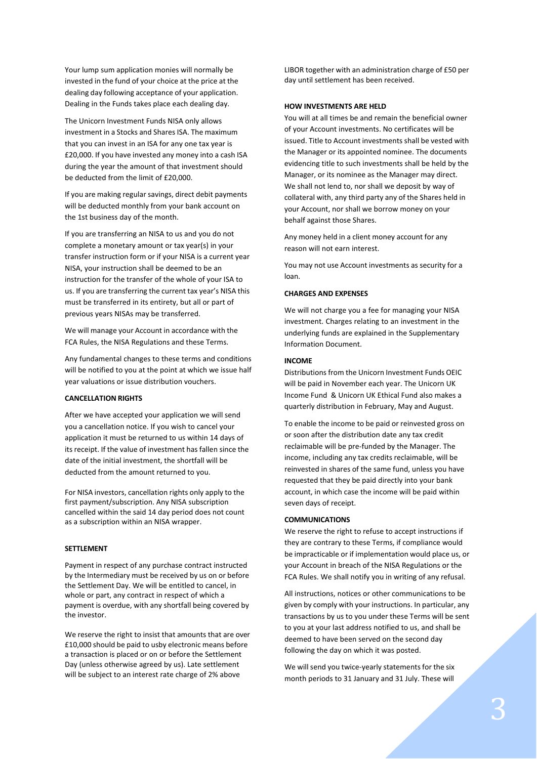Your lump sum application monies will normally be invested in the fund of your choice at the price at the dealing day following acceptance of your application. Dealing in the Funds takes place each dealing day.

The Unicorn Investment Funds NISA only allows investment in a Stocks and Shares ISA. The maximum that you can invest in an ISA for any one tax year is £20,000. If you have invested any money into a cash ISA during the year the amount of that investment should be deducted from the limit of £20,000.

If you are making regular savings, direct debit payments will be deducted monthly from your bank account on the 1st business day of the month.

If you are transferring an NISA to us and you do not complete a monetary amount or tax year(s) in your transfer instruction form or if your NISA is a current year NISA, your instruction shall be deemed to be an instruction for the transfer of the whole of your ISA to us. If you are transferring the current tax year's NISA this must be transferred in its entirety, but all or part of previous years NISAs may be transferred.

We will manage your Account in accordance with the FCA Rules, the NISA Regulations and these Terms.

Any fundamental changes to these terms and conditions will be notified to you at the point at which we issue half year valuations or issue distribution vouchers.

**CANCELLATION RIGHTS**

After we have accepted your application we will send you a cancellation notice. If you wish to cancel your application it must be returned to us within 14 days of its receipt. If the value of investment has fallen since the date of the initial investment, the shortfall will be deducted from the amount returned to you.

For NISA investors, cancellation rights only apply to the first payment/subscription. Any NISA subscription cancelled within the said 14 day period does not count as a subscription within an NISA wrapper.

**SETTLEMENT**

Payment in respect of any purchase contract instructed by the Intermediary must be received by us on or before the Settlement Day. We will be entitled to cancel, in whole or part, any contract in respect of which a payment is overdue, with any shortfall being covered by the investor.

We reserve the right to insist that amounts that are over £10,000 should be paid to usby electronic means before a transaction is placed or on or before the Settlement Day (unless otherwise agreed by us). Late settlement will be subject to an interest rate charge of 2% above LIBOR together with an administration charge of £50 per day until settlement has been received.

**HOW INVESTMENTS ARE HELD**

You will at all times be and remain the beneficial owner of your Account investments. No certificates will be issued. Title to Account investments shall be vested with the Manager or its appointed nominee. The documents evidencing title to such investments shall be held by the Manager, or its nominee as the Manager may direct. We shall not lend to, nor shall we deposit by way of collateral with, any third party any of the Shares held in your Account, nor shall we borrow money on your behalf against those Shares.

Any money held in a client money account for any reason will not earn interest.

You may not use Account investments as security for a loan.

**CHARGES AND EXPENSES**

We will not charge you a fee for managing your NISA investment. Charges relating to an investment in the underlying funds are explained in the Supplementary Information Document.

**INCOME**

Distributions from the Unicorn Investment Funds OEIC will be paid in November each year. The Unicorn UK Income Fund & Unicorn UK Ethical Fund also makes a quarterly distribution in February, May and August.

To enable the income to be paid or reinvested gross on or soon after the distribution date any tax credit reclaimable will be pre-funded by the Manager. The income, including any tax credits reclaimable, will be reinvested in shares of the same fund, unless you have requested that they be paid directly into your bank account, in which case the income will be paid within seven days of receipt.

**COMMUNICATIONS**

We reserve the right to refuse to accept instructions if they are contrary to these Terms, if compliance would be impracticable or if implementation would place us, or your Account in breach of the NISA Regulations or the FCA Rules. We shall notify you in writing of any refusal.

All instructions, notices or other communications to be given by comply with your instructions. In particular, any transactions by us to you under these Terms will be sent to you at your last address notified to us, and shall be deemed to have been served on the second day following the day on which it was posted.

We will send you twice-yearly statements for the six month periods to 31 January and 31 July. These will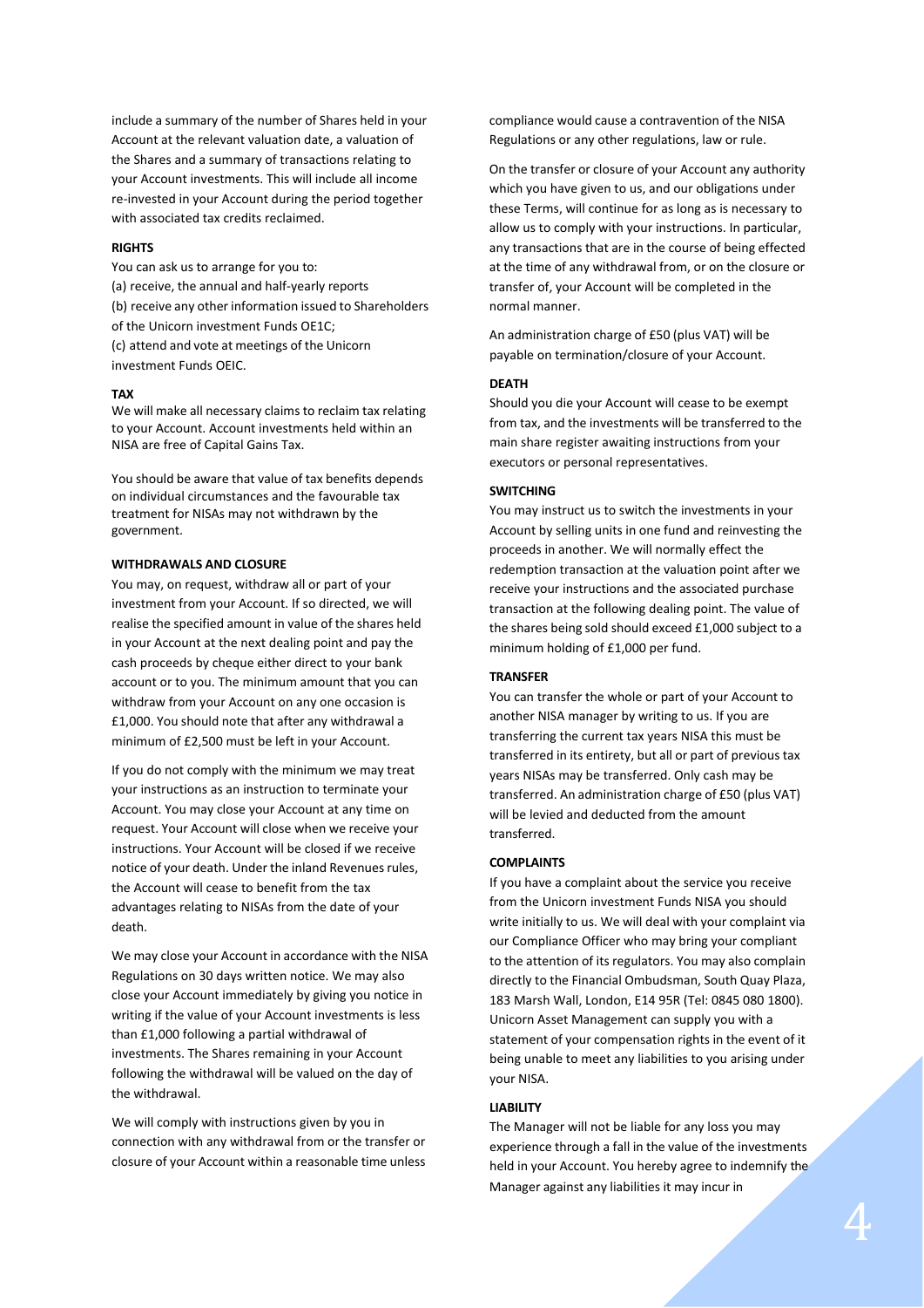include a summary of the number of Shares held in your Account at the relevant valuation date, a valuation of the Shares and a summary of transactions relating to your Account investments. This will include all income re-invested in your Account during the period together with associated tax credits reclaimed.

**RIGHTS**

You can ask us to arrange for you to:

(a) receive, the annual and half-yearly reports

(b) receive any other information issued to Shareholders of the Unicorn investment Funds OE1C;

(c) attend and vote at meetings of the Unicorn investment Funds OEIC.

**TAX**

We will make all necessary claims to reclaim tax relating to your Account. Account investments held within an NISA are free of Capital Gains Tax.

You should be aware that value of tax benefits depends on individual circumstances and the favourable tax treatment for NISAs may not withdrawn by the government.

**WITHDRAWALS AND CLOSURE**

You may, on request, withdraw all or part of your investment from your Account. If so directed, we will realise the specified amount in value of the shares held in your Account at the next dealing point and pay the cash proceeds by cheque either direct to your bank account or to you. The minimum amount that you can withdraw from your Account on any one occasion is £1,000. You should note that after any withdrawal a minimum of £2,500 must be left in your Account.

If you do not comply with the minimum we may treat your instructions as an instruction to terminate your Account. You may close your Account at any time on request. Your Account will close when we receive your instructions. Your Account will be closed if we receive notice of your death. Under the inland Revenues rules, the Account will cease to benefit from the tax advantages relating to NISAs from the date of your death.

We may close your Account in accordance with the NISA Regulations on 30 days written notice. We may also close your Account immediately by giving you notice in writing if the value of your Account investments is less than £1,000 following a partial withdrawal of investments. The Shares remaining in your Account following the withdrawal will be valued on the day of the withdrawal.

We will comply with instructions given by you in connection with any withdrawal from or the transfer or closure of your Account within a reasonable time unless compliance would cause a contravention of the NISA Regulations or any other regulations, law or rule.

On the transfer or closure of your Account any authority which you have given to us, and our obligations under these Terms, will continue for as long as is necessary to allow us to comply with your instructions. In particular, any transactions that are in the course of being effected at the time of any withdrawal from, or on the closure or transfer of, your Account will be completed in the normal manner.

An administration charge of £50 (plus VAT) will be payable on termination/closure of your Account.

**DEATH**

Should you die your Account will cease to be exempt from tax, and the investments will be transferred to the main share register awaiting instructions from your executors or personal representatives.

**SWITCHING**

You may instruct us to switch the investments in your Account by selling units in one fund and reinvesting the proceeds in another. We will normally effect the redemption transaction at the valuation point after we receive your instructions and the associated purchase transaction at the following dealing point. The value of the shares being sold should exceed £1,000 subject to a minimum holding of £1,000 per fund.

**TRANSFER**

You can transfer the whole or part of your Account to another NISA manager by writing to us. If you are transferring the current tax years NISA this must be transferred in its entirety, but all or part of previous tax years NISAs may be transferred. Only cash may be transferred. An administration charge of £50 (plus VAT) will be levied and deducted from the amount transferred.

**COMPLAINTS**

If you have a complaint about the service you receive from the Unicorn investment Funds NISA you should write initially to us. We will deal with your complaint via our Compliance Officer who may bring your compliant to the attention of its regulators. You may also complain directly to the Financial Ombudsman, South Quay Plaza, 183 Marsh Wall, London, E14 95R (Tel: 0845 080 1800). Unicorn Asset Management can supply you with a statement of your compensation rights in the event of it being unable to meet any liabilities to you arising under your NISA.

**LIABILITY**

The Manager will not be liable for any loss you may experience through a fall in the value of the investments held in your Account. You hereby agree to indemnify the Manager against any liabilities it may incur in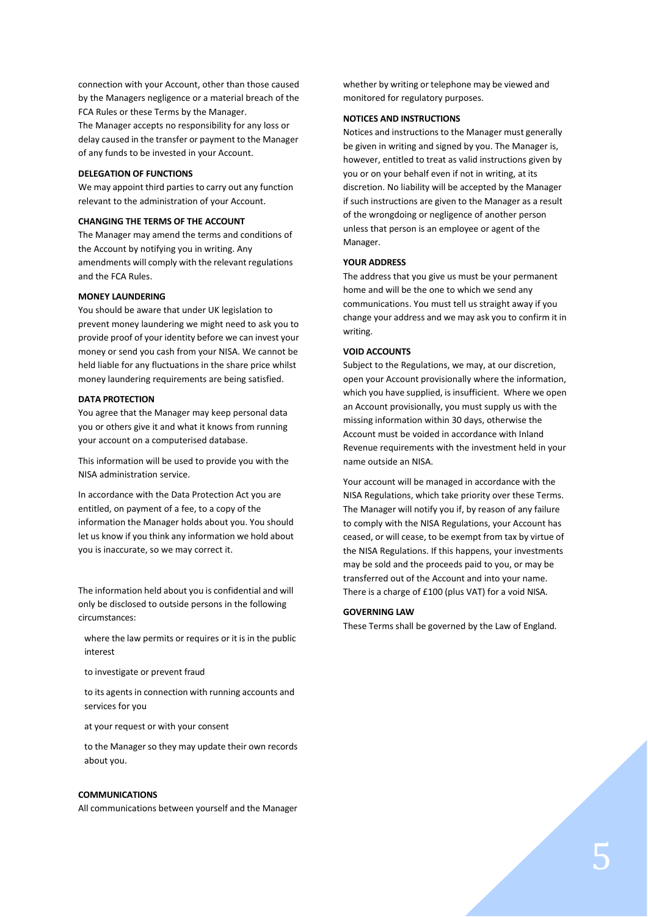connection with your Account, other than those caused by the Managers negligence or a material breach of the FCA Rules or these Terms by the Manager.

The Manager accepts no responsibility for any loss or delay caused in the transfer or payment to the Manager of any funds to be invested in your Account.

**DELEGATION OF FUNCTIONS**

We may appoint third parties to carry out any function relevant to the administration of your Account.

**CHANGING THE TERMS OF THE ACCOUNT**

The Manager may amend the terms and conditions of the Account by notifying you in writing. Any amendments will comply with the relevant regulations and the FCA Rules.

**MONEY LAUNDERING**

You should be aware that under UK legislation to prevent money laundering we might need to ask you to provide proof of your identity before we can invest your money or send you cash from your NISA. We cannot be held liable for any fluctuations in the share price whilst money laundering requirements are being satisfied.

**DATA PROTECTION**

You agree that the Manager may keep personal data you or others give it and what it knows from running your account on a computerised database.

This information will be used to provide you with the NISA administration service.

In accordance with the Data Protection Act you are entitled, on payment of a fee, to a copy of the information the Manager holds about you. You should let us know if you think any information we hold about you is inaccurate, so we may correct it.

The information held about you is confidential and will only be disclosed to outside persons in the following circumstances:

- where the law permits or requires or it is in the public interest
- to investigate or prevent fraud
- to its agents in connection with running accounts and services for you
- at your request or with your consent
- to the Manager so they may update their own records about you.

**COMMUNICATIONS**

All communications between yourself and the Manager whether by writing or telephone may be viewed and monitored for regulatory purposes.

**NOTICES AND INSTRUCTIONS**

Notices and instructions to the Manager must generally be given in writing and signed by you. The Manager is, however, entitled to treat as valid instructions given by you or on your behalf even if not in writing, at its discretion. No liability will be accepted by the Manager if such instructions are given to the Manager as a result of the wrongdoing or negligence of another person unless that person is an employee or agent of the Manager.

**YOUR ADDRESS**

The address that you give us must be your permanent home and will be the one to which we send any communications. You must tell us straight away if you change your address and we may ask you to confirm it in writing.

**VOID ACCOUNTS**

Subject to the Regulations, we may, at our discretion, open your Account provisionally where the information, which you have supplied, is insufficient. Where we open an Account provisionally, you must supply us with the missing information within 30 days, otherwise the Account must be voided in accordance with Inland Revenue requirements with the investment held in your name outside an NISA.

Your account will be managed in accordance with the NISA Regulations, which take priority over these Terms. The Manager will notify you if, by reason of any failure to comply with the NISA Regulations, your Account has ceased, or will cease, to be exempt from tax by virtue of the NISA Regulations. If this happens, your investments may be sold and the proceeds paid to you, or may be transferred out of the Account and into your name. There is a charge of £100 (plus VAT) for a void NISA.

**GOVERNING LAW**

These Terms shall be governed by the Law of England.